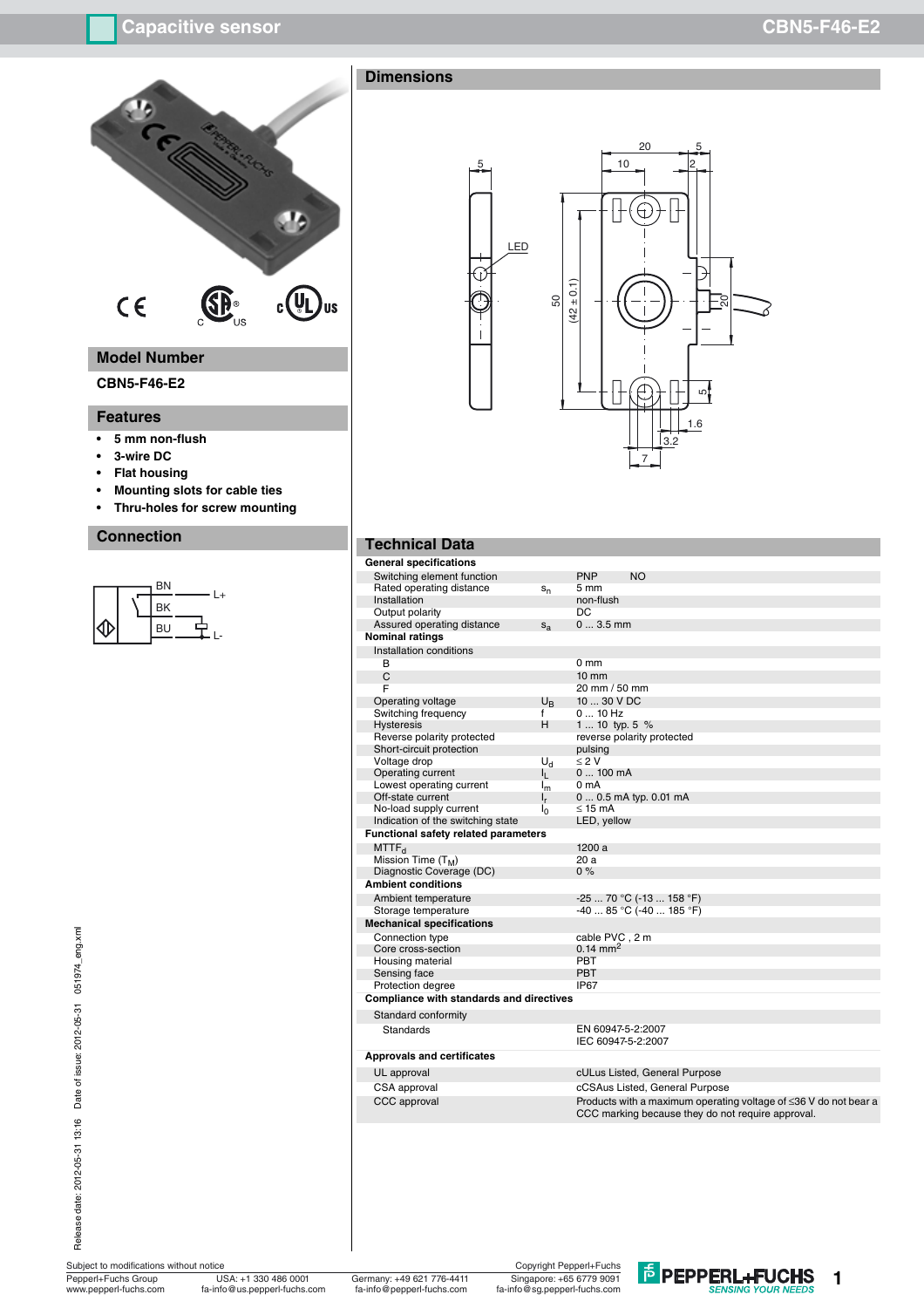# Capacitive sensor

# CBN5-F46-E2

## Model Number

CBN5-F46-E2

## Features

- **5 mm non-flush**
- **3-wire DC**
- **Flat housing**
- **Mounting slots for cable ties**
- **Thru-holes for screw mounting**

## Connection

BN — L+
BK
BU — L-

## Dimensions

## Technical Data

| | | |
|---|---|---|
| **General specifications** | | |
| Switching element function | | PNP NO |
| Rated operating distance | $s_n$ | 5 mm |
| Installation | | non-flush |
| Output polarity | | DC |
| Assured operating distance | $s_a$ | 0 ... 3.5 mm |
| **Nominal ratings** | | |
| Installation conditions | | |
| B | | 0 mm |
| C | | 10 mm |
| F | | 20 mm / 50 mm |
| Operating voltage | $U_B$ | 10 ... 30 V DC |
| Switching frequency | f | 0 ... 10 Hz |
| Hysteresis | H | 1 ... 10 typ. 5 % |
| Reverse polarity protected | | reverse polarity protected |
| Short-circuit protection | | pulsing |
| Voltage drop | $U_d$ | ≤ 2 V |
| Operating current | $I_L$ | 0 ... 100 mA |
| Lowest operating current | $I_m$ | 0 mA |
| Off-state current | $I_r$ | 0 ... 0.5 mA typ. 0.01 mA |
| No-load supply current | $I_0$ | ≤ 15 mA |
| Indication of the switching state | | LED, yellow |
| **Functional safety related parameters** | | |
| $MTTF_d$ | | 1200 a |
| Mission Time ($T_M$) | | 20 a |
| Diagnostic Coverage (DC) | | 0 % |
| **Ambient conditions** | | |
| Ambient temperature | | -25 ... 70 °C (-13 ... 158 °F) |
| Storage temperature | | -40 ... 85 °C (-40 ... 185 °F) |
| **Mechanical specifications** | | |
| Connection type | | cable PVC , 2 m |
| Core cross-section | | 0.14 $mm^2$ |
| Housing material | | PBT |
| Sensing face | | PBT |
| Protection degree | | IP67 |
| **Compliance with standards and directives** | | |
| Standard conformity | | |
| Standards | | EN 60947-5-2:2007<br>IEC 60947-5-2:2007 |
| **Approvals and certificates** | | |
| UL approval | | cULus Listed, General Purpose |
| CSA approval | | cCSAus Listed, General Purpose |
| CCC approval | | Products with a maximum operating voltage of ≤36 V do not bear a CCC marking because they do not require approval. |

Release date: 2012-05-31 13:16 Date of issue: 2012-05-31 051974_eng.xml

Subject to modifications without notice
Pepperl+Fuchs Group
www.pepperl-fuchs.com

USA: +1 330 486 0001
fa-info@us.pepperl-fuchs.com

Germany: +49 621 776-4411
fa-info@pepperl-fuchs.com

Copyright Pepperl+Fuchs
Singapore: +65 6779 9091
fa-info@sg.pepperl-fuchs.com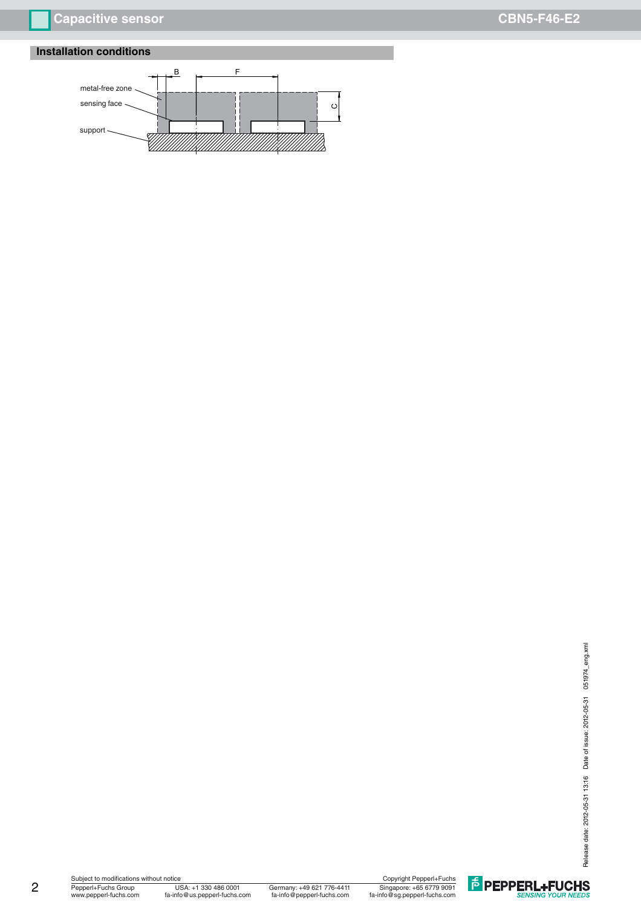## Installation conditions

B

F

C

metal-free zone

sensing face

support

Subject to modifications without notice

Pepperl+Fuchs Group
www.pepperl-fuchs.com

USA: +1 330 486 0001
fa-info@us.pepperl-fuchs.com

Germany: +49 621 776-4411
fa-info@pepperl-fuchs.com

Copyright Pepperl+Fuchs

Singapore: +65 6779 9091
fa-info@sg.pepperl-fuchs.com

Release date: 2012-05-31 13:16 Date of issue: 2012-05-31 051974_eng.xml